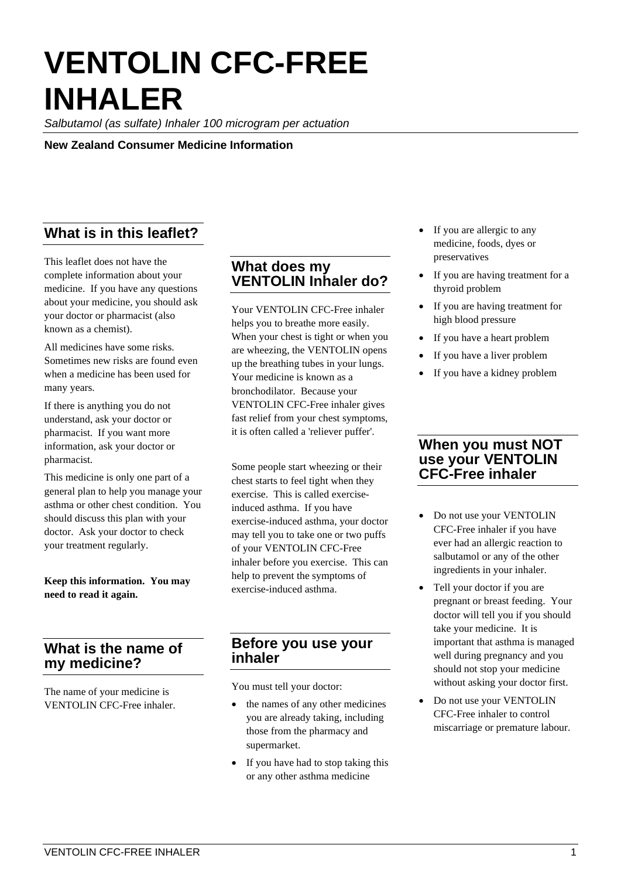# VENTOLIN CFC-FREE INHALER

*Salbutamol (as sulfate) Inhaler 100 microgram per actuation*

**New Zealand Consumer Medicine Information**

## What is in this leaflet?

This leaflet does not have the complete information about your medicine. If you have any questions about your medicine, you should ask your doctor or pharmacist (also known as a chemist).

All medicines have some risks. Sometimes new risks are found even when a medicine has been used for many years.

If there is anything you do not understand, ask your doctor or pharmacist. If you want more information, ask your doctor or pharmacist.

This medicine is only one part of a general plan to help you manage your asthma or other chest condition. You should discuss this plan with your doctor. Ask your doctor to check your treatment regularly.

**Keep this information. You may need to read it again.**

## What is the name of my medicine?

The name of your medicine is VENTOLIN CFC-Free inhaler.

## What does my VENTOLIN Inhaler do?

Your VENTOLIN CFC-Free inhaler helps you to breathe more easily. When your chest is tight or when you are wheezing, the VENTOLIN opens up the breathing tubes in your lungs. Your medicine is known as a bronchodilator. Because your VENTOLIN CFC-Free inhaler gives fast relief from your chest symptoms, it is often called a 'reliever puffer'.

Some people start wheezing or their chest starts to feel tight when they exercise. This is called exercise-induced asthma. If you have exercise-induced asthma, your doctor may tell you to take one or two puffs of your VENTOLIN CFC-Free inhaler before you exercise. This can help to prevent the symptoms of exercise-induced asthma.

## Before you use your inhaler

You must tell your doctor:

- the names of any other medicines you are already taking, including those from the pharmacy and supermarket.
- If you have had to stop taking this or any other asthma medicine
- If you are allergic to any medicine, foods, dyes or preservatives
- If you are having treatment for a thyroid problem
- If you are having treatment for high blood pressure
- If you have a heart problem
- If you have a liver problem
- If you have a kidney problem

## When you must NOT use your VENTOLIN CFC-Free inhaler

- Do not use your VENTOLIN CFC-Free inhaler if you have ever had an allergic reaction to salbutamol or any of the other ingredients in your inhaler.
- Tell your doctor if you are pregnant or breast feeding. Your doctor will tell you if you should take your medicine. It is important that asthma is managed well during pregnancy and you should not stop your medicine without asking your doctor first.
- Do not use your VENTOLIN CFC-Free inhaler to control miscarriage or premature labour.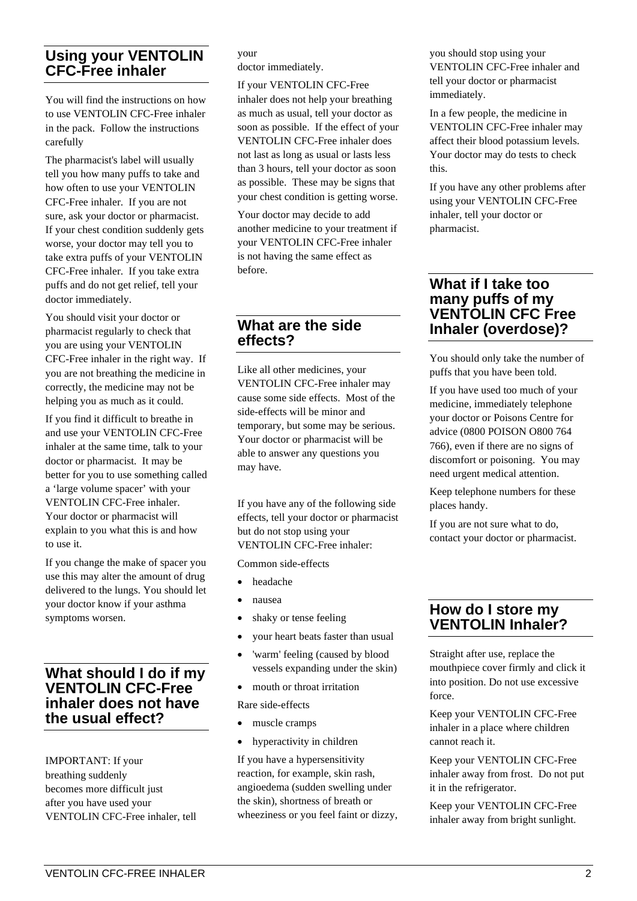## Using your VENTOLIN CFC-Free inhaler

You will find the instructions on how to use VENTOLIN CFC-Free inhaler in the pack. Follow the instructions carefully

The pharmacist's label will usually tell you how many puffs to take and how often to use your VENTOLIN CFC-Free inhaler. If you are not sure, ask your doctor or pharmacist. If your chest condition suddenly gets worse, your doctor may tell you to take extra puffs of your VENTOLIN CFC-Free inhaler. If you take extra puffs and do not get relief, tell your doctor immediately.

You should visit your doctor or pharmacist regularly to check that you are using your VENTOLIN CFC-Free inhaler in the right way. If you are not breathing the medicine in correctly, the medicine may not be helping you as much as it could.

If you find it difficult to breathe in and use your VENTOLIN CFC-Free inhaler at the same time, talk to your doctor or pharmacist. It may be better for you to use something called a 'large volume spacer' with your VENTOLIN CFC-Free inhaler. Your doctor or pharmacist will explain to you what this is and how to use it.

If you change the make of spacer you use this may alter the amount of drug delivered to the lungs. You should let your doctor know if your asthma symptoms worsen.

## What should I do if my VENTOLIN CFC-Free inhaler does not have the usual effect?

IMPORTANT: If your breathing suddenly becomes more difficult just after you have used your VENTOLIN CFC-Free inhaler, tell your doctor immediately.

If your VENTOLIN CFC-Free inhaler does not help your breathing as much as usual, tell your doctor as soon as possible. If the effect of your VENTOLIN CFC-Free inhaler does not last as long as usual or lasts less than 3 hours, tell your doctor as soon as possible. These may be signs that your chest condition is getting worse.

Your doctor may decide to add another medicine to your treatment if your VENTOLIN CFC-Free inhaler is not having the same effect as before.

## What are the side effects?

Like all other medicines, your VENTOLIN CFC-Free inhaler may cause some side effects. Most of the side-effects will be minor and temporary, but some may be serious. Your doctor or pharmacist will be able to answer any questions you may have.

If you have any of the following side effects, tell your doctor or pharmacist but do not stop using your VENTOLIN CFC-Free inhaler:

Common side-effects

- headache
- nausea
- shaky or tense feeling
- your heart beats faster than usual
- 'warm' feeling (caused by blood vessels expanding under the skin)
- mouth or throat irritation

Rare side-effects

- muscle cramps
- hyperactivity in children

If you have a hypersensitivity reaction, for example, skin rash, angioedema (sudden swelling under the skin), shortness of breath or wheeziness or you feel faint or dizzy, you should stop using your VENTOLIN CFC-Free inhaler and tell your doctor or pharmacist immediately.

In a few people, the medicine in VENTOLIN CFC-Free inhaler may affect their blood potassium levels. Your doctor may do tests to check this.

If you have any other problems after using your VENTOLIN CFC-Free inhaler, tell your doctor or pharmacist.

## What if I take too many puffs of my VENTOLIN CFC Free Inhaler (overdose)?

You should only take the number of puffs that you have been told.

If you have used too much of your medicine, immediately telephone your doctor or Poisons Centre for advice (0800 POISON O800 764 766), even if there are no signs of discomfort or poisoning. You may need urgent medical attention.

Keep telephone numbers for these places handy.

If you are not sure what to do, contact your doctor or pharmacist.

## How do I store my VENTOLIN Inhaler?

Straight after use, replace the mouthpiece cover firmly and click it into position. Do not use excessive force.

Keep your VENTOLIN CFC-Free inhaler in a place where children cannot reach it.

Keep your VENTOLIN CFC-Free inhaler away from frost. Do not put it in the refrigerator.

Keep your VENTOLIN CFC-Free inhaler away from bright sunlight.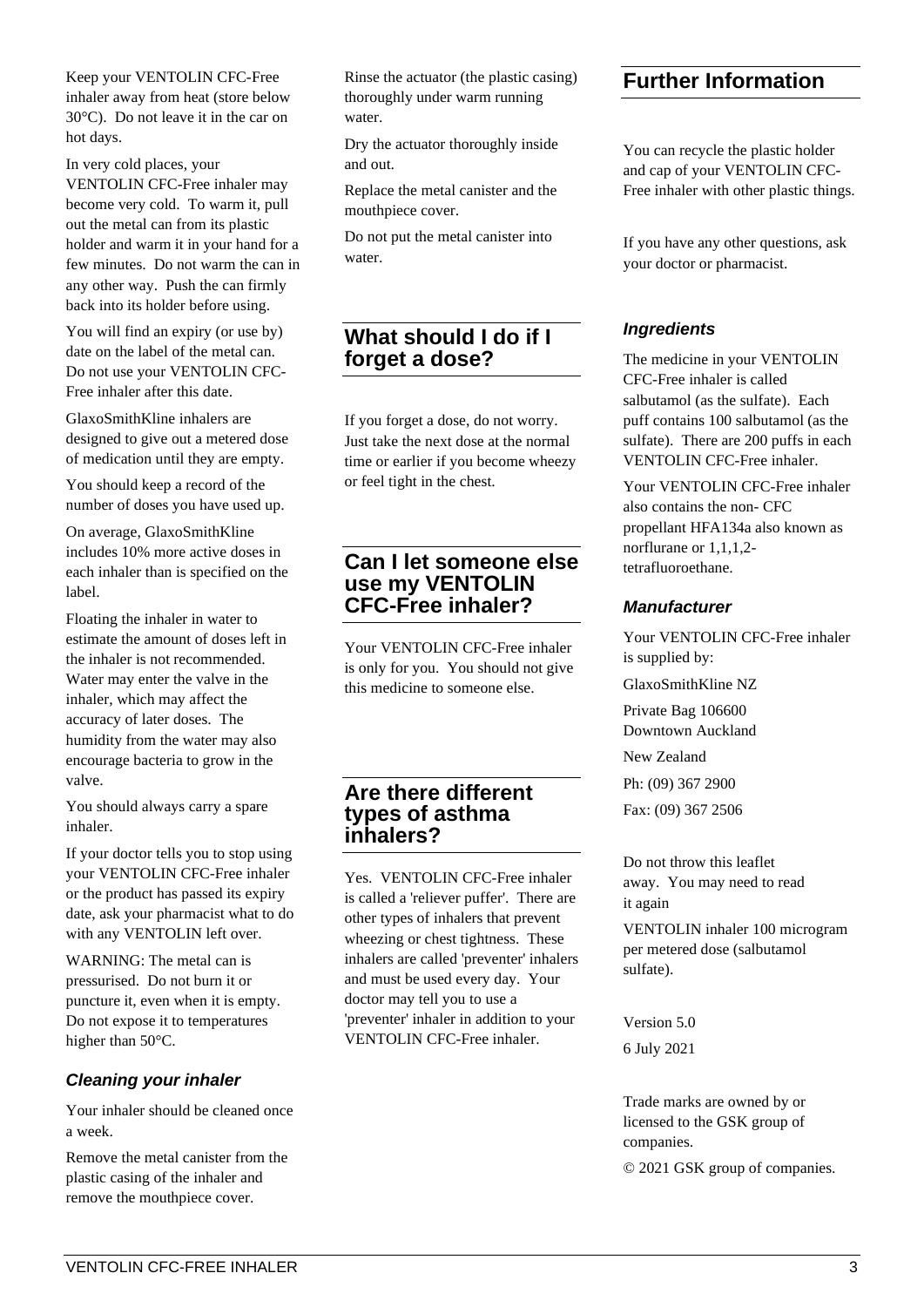Keep your VENTOLIN CFC-Free inhaler away from heat (store below 30°C). Do not leave it in the car on hot days.

In very cold places, your VENTOLIN CFC-Free inhaler may become very cold. To warm it, pull out the metal can from its plastic holder and warm it in your hand for a few minutes. Do not warm the can in any other way. Push the can firmly back into its holder before using.

You will find an expiry (or use by) date on the label of the metal can. Do not use your VENTOLIN CFC-Free inhaler after this date.

GlaxoSmithKline inhalers are designed to give out a metered dose of medication until they are empty.

You should keep a record of the number of doses you have used up.

On average, GlaxoSmithKline includes 10% more active doses in each inhaler than is specified on the label.

Floating the inhaler in water to estimate the amount of doses left in the inhaler is not recommended. Water may enter the valve in the inhaler, which may affect the accuracy of later doses. The humidity from the water may also encourage bacteria to grow in the valve.

You should always carry a spare inhaler.

If your doctor tells you to stop using your VENTOLIN CFC-Free inhaler or the product has passed its expiry date, ask your pharmacist what to do with any VENTOLIN left over.

WARNING: The metal can is pressurised. Do not burn it or puncture it, even when it is empty. Do not expose it to temperatures higher than 50°C.

### *Cleaning your inhaler*

Your inhaler should be cleaned once a week.

Remove the metal canister from the plastic casing of the inhaler and remove the mouthpiece cover.

Rinse the actuator (the plastic casing) thoroughly under warm running water.

Dry the actuator thoroughly inside and out.

Replace the metal canister and the mouthpiece cover.

Do not put the metal canister into water.

## What should I do if I forget a dose?

If you forget a dose, do not worry. Just take the next dose at the normal time or earlier if you become wheezy or feel tight in the chest.

## Can I let someone else use my VENTOLIN CFC-Free inhaler?

Your VENTOLIN CFC-Free inhaler is only for you. You should not give this medicine to someone else.

## Are there different types of asthma inhalers?

Yes. VENTOLIN CFC-Free inhaler is called a 'reliever puffer'. There are other types of inhalers that prevent wheezing or chest tightness. These inhalers are called 'preventer' inhalers and must be used every day. Your doctor may tell you to use a 'preventer' inhaler in addition to your VENTOLIN CFC-Free inhaler.

## Further Information

You can recycle the plastic holder and cap of your VENTOLIN CFC-Free inhaler with other plastic things.

If you have any other questions, ask your doctor or pharmacist.

### *Ingredients*

The medicine in your VENTOLIN CFC-Free inhaler is called salbutamol (as the sulfate). Each puff contains 100 salbutamol (as the sulfate). There are 200 puffs in each VENTOLIN CFC-Free inhaler.

Your VENTOLIN CFC-Free inhaler also contains the non- CFC propellant HFA134a also known as norflurane or 1,1,1,2-tetrafluoroethane.

### *Manufacturer*

Your VENTOLIN CFC-Free inhaler is supplied by:

GlaxoSmithKline NZ

Private Bag 106600
Downtown Auckland

New Zealand

Ph: (09) 367 2900

Fax: (09) 367 2506

Do not throw this leaflet away. You may need to read it again

VENTOLIN inhaler 100 microgram per metered dose (salbutamol sulfate).

Version 5.0

6 July 2021

Trade marks are owned by or licensed to the GSK group of companies.

© 2021 GSK group of companies.